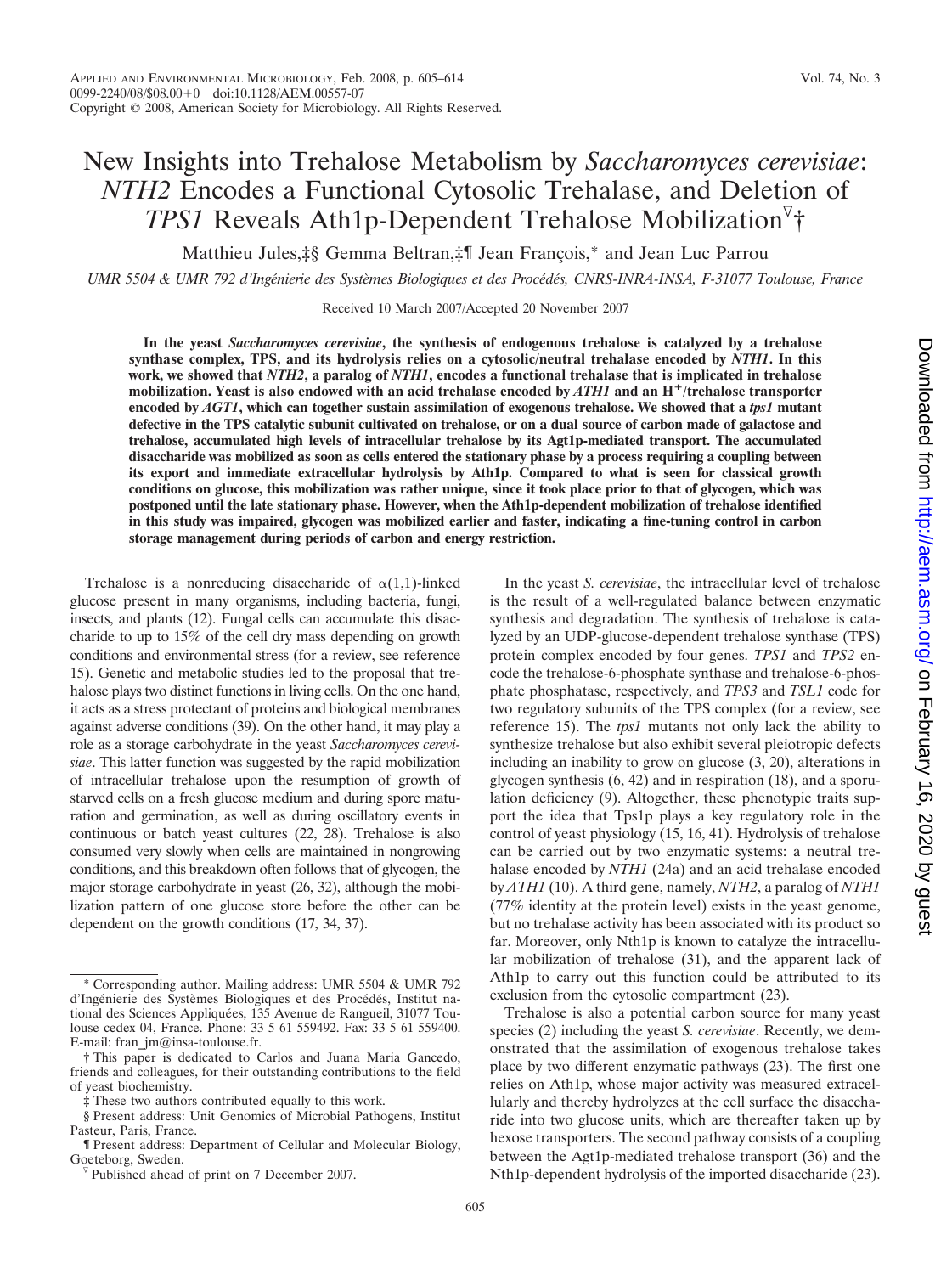# New Insights into Trehalose Metabolism by *Saccharomyces cerevisiae*: *NTH2* Encodes a Functional Cytosolic Trehalase, and Deletion of *TPS1* Reveals Ath1p-Dependent Trehalose Mobilization▽†

Matthieu Jules,‡§ Gemma Beltran,‡¶ Jean François,* and Jean Luc Parrou

*UMR 5504 & UMR 792 d'Ingénierie des Systèmes Biologiques et des Procédés, CNRS-INRA-INSA, F-31077 Toulouse, France*

Received 10 March 2007/Accepted 20 November 2007

**In the yeast *Saccharomyces cerevisiae*, the synthesis of endogenous trehalose is catalyzed by a trehalose synthase complex, TPS, and its hydrolysis relies on a cytosolic/neutral trehalase encoded by *NTH1*. In this work, we showed that *NTH2*, a paralog of *NTH1*, encodes a functional trehalase that is implicated in trehalose mobilization. Yeast is also endowed with an acid trehalase encoded by *ATH1* and an $H^+$/trehalose transporter encoded by *AGT1*, which can together sustain assimilation of exogenous trehalose. We showed that a *tps1* mutant defective in the TPS catalytic subunit cultivated on trehalose, or on a dual source of carbon made of galactose and trehalose, accumulated high levels of intracellular trehalose by its Agt1p-mediated transport. The accumulated disaccharide was mobilized as soon as cells entered the stationary phase by a process requiring a coupling between its export and immediate extracellular hydrolysis by Ath1p. Compared to what is seen for classical growth conditions on glucose, this mobilization was rather unique, since it took place prior to that of glycogen, which was postponed until the late stationary phase. However, when the Ath1p-dependent mobilization of trehalose identified in this study was impaired, glycogen was mobilized earlier and faster, indicating a fine-tuning control in carbon storage management during periods of carbon and energy restriction.**

Trehalose is a nonreducing disaccharide of α(1,1)-linked glucose present in many organisms, including bacteria, fungi, insects, and plants (12). Fungal cells can accumulate this disaccharide to up to 15% of the cell dry mass depending on growth conditions and environmental stress (for a review, see reference 15). Genetic and metabolic studies led to the proposal that trehalose plays two distinct functions in living cells. On the one hand, it acts as a stress protectant of proteins and biological membranes against adverse conditions (39). On the other hand, it may play a role as a storage carbohydrate in the yeast *Saccharomyces cerevisiae*. This latter function was suggested by the rapid mobilization of intracellular trehalose upon the resumption of growth of starved cells on a fresh glucose medium and during spore maturation and germination, as well as during oscillatory events in continuous or batch yeast cultures (22, 28). Trehalose is also consumed very slowly when cells are maintained in nongrowing conditions, and this breakdown often follows that of glycogen, the major storage carbohydrate in yeast (26, 32), although the mobilization pattern of one glucose store before the other can be dependent on the growth conditions (17, 34, 37).

In the yeast *S. cerevisiae*, the intracellular level of trehalose is the result of a well-regulated balance between enzymatic synthesis and degradation. The synthesis of trehalose is catalyzed by an UDP-glucose-dependent trehalose synthase (TPS) protein complex encoded by four genes. *TPS1* and *TPS2* encode the trehalose-6-phosphate synthase and trehalose-6-phosphate phosphatase, respectively, and *TPS3* and *TSL1* code for two regulatory subunits of the TPS complex (for a review, see reference 15). The *tps1* mutants not only lack the ability to synthesize trehalose but also exhibit several pleiotropic defects including an inability to grow on glucose (3, 20), alterations in glycogen synthesis (6, 42) and in respiration (18), and a sporulation deficiency (9). Altogether, these phenotypic traits support the idea that Tps1p plays a key regulatory role in the control of yeast physiology (15, 16, 41). Hydrolysis of trehalose can be carried out by two enzymatic systems: a neutral trehalase encoded by *NTH1* (24a) and an acid trehalase encoded by *ATH1* (10). A third gene, namely, *NTH2*, a paralog of *NTH1* (77% identity at the protein level) exists in the yeast genome, but no trehalase activity has been associated with its product so far. Moreover, only Nth1p is known to catalyze the intracellular mobilization of trehalose (31), and the apparent lack of Ath1p to carry out this function could be attributed to its exclusion from the cytosolic compartment (23).

Trehalose is also a potential carbon source for many yeast species (2) including the yeast *S. cerevisiae*. Recently, we demonstrated that the assimilation of exogenous trehalose takes place by two different enzymatic pathways (23). The first one relies on Ath1p, whose major activity was measured extracellularly and thereby hydrolyzes at the cell surface the disaccharide into two glucose units, which are thereafter taken up by hexose transporters. The second pathway consists of a coupling between the Agt1p-mediated trehalose transport (36) and the Nth1p-dependent hydrolysis of the imported disaccharide (23).

---

\* Corresponding author. Mailing address: UMR 5504 & UMR 792 d'Ingénierie des Systèmes Biologiques et des Procédés, Institut national des Sciences Appliquées, 135 Avenue de Rangueil, 31077 Toulouse cedex 04, France. Phone: 33 5 61 559492. Fax: 33 5 61 559400. E-mail: fran_jm@insa-toulouse.fr.

† This paper is dedicated to Carlos and Juana Maria Gancedo, friends and colleagues, for their outstanding contributions to the field of yeast biochemistry.

‡ These two authors contributed equally to this work.

§ Present address: Unit Genomics of Microbial Pathogens, Institut Pasteur, Paris, France.

¶ Present address: Department of Cellular and Molecular Biology, Goeteborg, Sweden.

▽ Published ahead of print on 7 December 2007.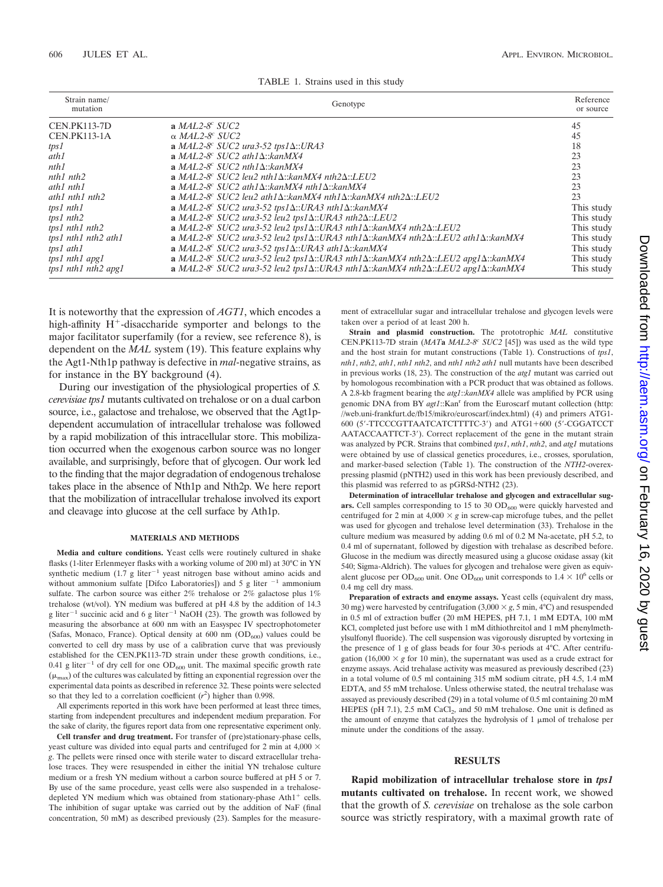TABLE 1. Strains used in this study

| Strain name/ mutation | Genotype | Reference or source |
|---|---|---|
| CEN.PK113-7D | **a** *MAL2-8^c^ SUC2* | 45 |
| CEN.PK113-1A | α *MAL2-8^c^ SUC2* | 45 |
| *tps1* | **a** *MAL2-8^c^ SUC2 ura3-52 tps1Δ::URA3* | 18 |
| *ath1* | **a** *MAL2-8^c^ SUC2 ath1Δ::kanMX4* | 23 |
| *nth1* | **a** *MAL2-8^c^ SUC2 nth1Δ::kanMX4* | 23 |
| *nth1 nth2* | **a** *MAL2-8^c^ SUC2 leu2 nth1Δ::kanMX4 nth2Δ::LEU2* | 23 |
| *ath1 nth1* | **a** *MAL2-8^c^ SUC2 ath1Δ::kanMX4 nth1Δ::kanMX4* | 23 |
| *ath1 nth1 nth2* | **a** *MAL2-8^c^ SUC2 leu2 ath1Δ::kanMX4 nth1Δ::kanMX4 nth2Δ::LEU2* | 23 |
| *tps1 nth1* | **a** *MAL2-8^c^ SUC2 ura3-52 tps1Δ::URA3 nth1Δ::kanMX4* | This study |
| *tps1 nth2* | **a** *MAL2-8^c^ SUC2 ura3-52 leu2 tps1Δ::URA3 nth2Δ::LEU2* | This study |
| *tps1 nth1 nth2* | **a** *MAL2-8^c^ SUC2 ura3-52 leu2 tps1Δ::URA3 nth1Δ::kanMX4 nth2Δ::LEU2* | This study |
| *tps1 nth1 nth2 ath1* | **a** *MAL2-8^c^ SUC2 ura3-52 leu2 tps1Δ::URA3 nth1Δ::kanMX4 nth2Δ::LEU2 ath1Δ::kanMX4* | This study |
| *tps1 ath1* | **a** *MAL2-8^c^ SUC2 ura3-52 tps1Δ::URA3 ath1Δ::kanMX4* | This study |
| *tps1 nth1 apg1* | **a** *MAL2-8^c^ SUC2 ura3-52 leu2 tps1Δ::URA3 nth1Δ::kanMX4 nth2Δ::LEU2 apg1Δ::kanMX4* | This study |
| *tps1 nth1 nth2 apg1* | **a** *MAL2-8^c^ SUC2 ura3-52 leu2 tps1Δ::URA3 nth1Δ::kanMX4 nth2Δ::LEU2 apg1Δ::kanMX4* | This study |

It is noteworthy that the expression of *AGT1*, which encodes a high-affinity $H^+$-disaccharide symporter and belongs to the major facilitator superfamily (for a review, see reference 8), is dependent on the *MAL* system (19). This feature explains why the Agt1-Nth1p pathway is defective in *mal*-negative strains, as for instance in the BY background (4).

During our investigation of the physiological properties of *S. cerevisiae tps1* mutants cultivated on trehalose or on a dual carbon source, i.e., galactose and trehalose, we observed that the Agt1p-dependent accumulation of intracellular trehalose was followed by a rapid mobilization of this intracellular store. This mobilization occurred when the exogenous carbon source was no longer available, and surprisingly, before that of glycogen. Our work led to the finding that the major degradation of endogenous trehalose takes place in the absence of Nth1p and Nth2p. We here report that the mobilization of intracellular trehalose involved its export and cleavage into glucose at the cell surface by Ath1p.

## MATERIALS AND METHODS

**Media and culture conditions.** Yeast cells were routinely cultured in shake flasks (1-liter Erlenmeyer flasks with a working volume of 200 ml) at 30°C in YN synthetic medium (1.7 g liter$^{-1}$ yeast nitrogen base without amino acids and without ammonium sulfate [Difco Laboratories]) and 5 g liter $^{-1}$ ammonium sulfate. The carbon source was either 2% trehalose or 2% galactose plus 1% trehalose (wt/vol). YN medium was buffered at pH 4.8 by the addition of 14.3 g liter$^{-1}$ succinic acid and 6 g liter$^{-1}$ NaOH (23). The growth was followed by measuring the absorbance at 600 nm with an Easyspec IV spectrophotometer (Safas, Monaco, France). Optical density at 600 nm ($OD_{600}$) values could be converted to cell dry mass by use of a calibration curve that was previously established for the CEN.PK113-7D strain under these growth conditions, i.e., 0.41 g liter$^{-1}$ of dry cell for one $OD_{600}$ unit. The maximal specific growth rate ($\mu_{max}$) of the cultures was calculated by fitting an exponential regression over the experimental data points as described in reference 32. These points were selected so that they led to a correlation coefficient ($r^2$) higher than 0.998.

All experiments reported in this work have been performed at least three times, starting from independent precultures and independent medium preparation. For the sake of clarity, the figures report data from one representative experiment only.

**Cell transfer and drug treatment.** For transfer of (pre)stationary-phase cells, yeast culture was divided into equal parts and centrifuged for 2 min at 4,000 × *g*. The pellets were rinsed once with sterile water to discard extracellular trehalose traces. They were resuspended in either the initial YN trehalose culture medium or a fresh YN medium without a carbon source buffered at pH 5 or 7. By use of the same procedure, yeast cells were also suspended in a trehalose-depleted YN medium which was obtained from stationary-phase Ath1$^+$ cells. The inhibition of sugar uptake was carried out by the addition of NaF (final concentration, 50 mM) as described previously (23). Samples for the measurement of extracellular sugar and intracellular trehalose and glycogen levels were taken over a period of at least 200 h.

**Strain and plasmid construction.** The prototrophic *MAL* constitutive CEN.PK113-7D strain (*MAT***a** *MAL2-8^c^ SUC2* [45]) was used as the wild type and the host strain for mutant constructions (Table 1). Constructions of *tps1*, *nth1*, *nth2*, *ath1*, *nth1 nth2*, and *nth1 nth2 ath1* null mutants have been described in previous works (18, 23). The construction of the *atg1* mutant was carried out by homologous recombination with a PCR product that was obtained as follows. A 2.8-kb fragment bearing the *atg1::kanMX4* allele was amplified by PCR using genomic DNA from BY *agt1*::Kan$^r$ from the Euroscarf mutant collection (http://web.uni-frankfurt.de/fb15/mikro/euroscarf/index.html) (4) and primers ATG1-600 (5′-TTCCCGTTAATCATCTTTTC-3′) and ATG1+600 (5′-CGGATCCTAATACCAATTCT-3′). Correct replacement of the gene in the mutant strain was analyzed by PCR. Strains that combined *tps1*, *nth1*, *nth2*, and *atg1* mutations were obtained by use of classical genetics procedures, i.e., crosses, sporulation, and marker-based selection (Table 1). The construction of the *NTH2*-overexpressing plasmid (pNTH2) used in this work has been previously described, and this plasmid was referred to as pGRSd-NTH2 (23).

**Determination of intracellular trehalose and glycogen and extracellular sugars.** Cell samples corresponding to 15 to 30 $OD_{600}$ were quickly harvested and centrifuged for 2 min at 4,000 × *g* in screw-cap microfuge tubes, and the pellet was used for glycogen and trehalose level determination (33). Trehalose in the culture medium was measured by adding 0.6 ml of 0.2 M Na-acetate, pH 5.2, to 0.4 ml of supernatant, followed by digestion with trehalase as described before. Glucose in the medium was directly measured using a glucose oxidase assay (kit 540; Sigma-Aldrich). The values for glycogen and trehalose were given as equivalent glucose per $OD_{600}$ unit. One $OD_{600}$ unit corresponds to $1.4 \times 10^6$ cells or 0.4 mg cell dry mass.

**Preparation of extracts and enzyme assays.** Yeast cells (equivalent dry mass, 30 mg) were harvested by centrifugation (3,000 × *g*, 5 min, 4°C) and resuspended in 0.5 ml of extraction buffer (20 mM HEPES, pH 7.1, 1 mM EDTA, 100 mM KCl, completed just before use with 1 mM dithiothreitol and 1 mM phenylmethylsulfonyl fluoride). The cell suspension was vigorously disrupted by vortexing in the presence of 1 g of glass beads for four 30-s periods at 4°C. After centrifugation (16,000 × *g* for 10 min), the supernatant was used as a crude extract for enzyme assays. Acid trehalase activity was measured as previously described (23) in a total volume of 0.5 ml containing 315 mM sodium citrate, pH 4.5, 1.4 mM EDTA, and 55 mM trehalose. Unless otherwise stated, the neutral trehalase was assayed as previously described (29) in a total volume of 0.5 ml containing 20 mM HEPES (pH 7.1), 2.5 mM $CaCl_2$, and 50 mM trehalose. One unit is defined as the amount of enzyme that catalyzes the hydrolysis of 1 μmol of trehalose per minute under the conditions of the assay.

## RESULTS

**Rapid mobilization of intracellular trehalose store in *tps1* mutants cultivated on trehalose.** In recent work, we showed that the growth of *S. cerevisiae* on trehalose as the sole carbon source was strictly respiratory, with a maximal growth rate of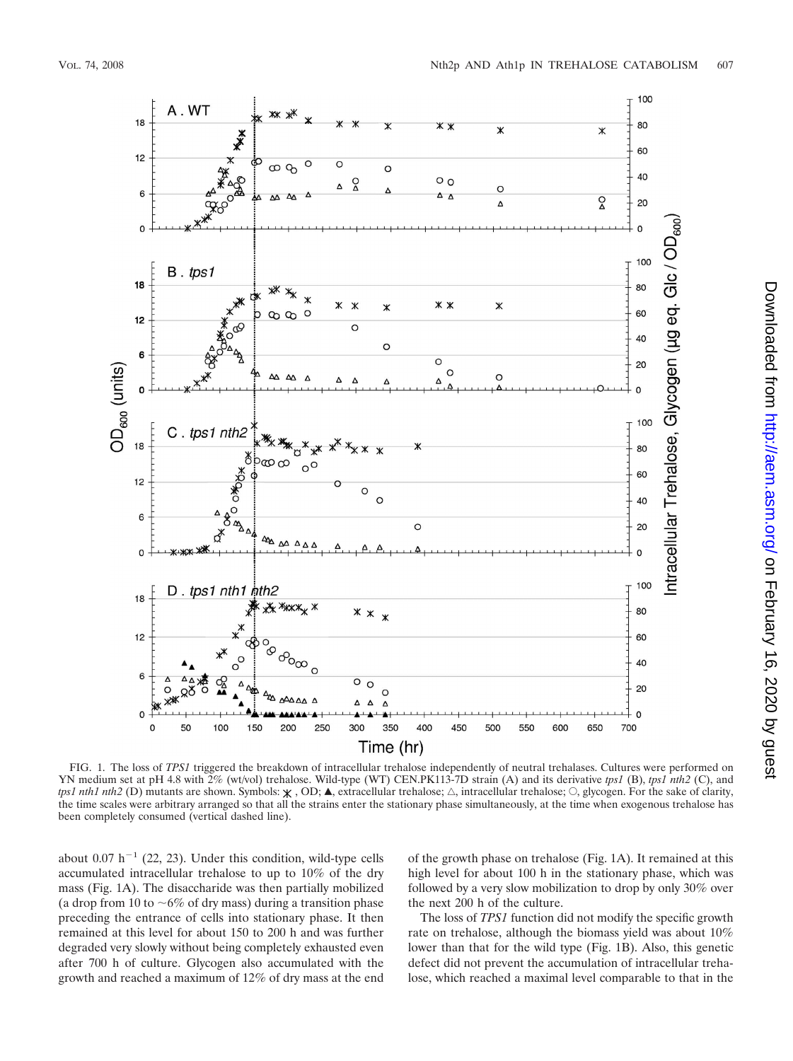FIG. 1. The loss of *TPS1* triggered the breakdown of intracellular trehalose independently of neutral trehalases. Cultures were performed on YN medium set at pH 4.8 with 2% (wt/vol) trehalose. Wild-type (WT) CEN.PK113-7D strain (A) and its derivative *tps1* (B), *tps1 nth2* (C), and *tps1 nth1 nth2* (D) mutants are shown. Symbols: ✱, OD; ▲, extracellular trehalose; △, intracellular trehalose; ○, glycogen. For the sake of clarity, the time scales were arbitrary arranged so that all the strains enter the stationary phase simultaneously, at the time when exogenous trehalose has been completely consumed (vertical dashed line).

about 0.07 $h^{-1}$ (22, 23). Under this condition, wild-type cells accumulated intracellular trehalose to up to 10% of the dry mass (Fig. 1A). The disaccharide was then partially mobilized (a drop from 10 to ~6% of dry mass) during a transition phase preceding the entrance of cells into stationary phase. It then remained at this level for about 150 to 200 h and was further degraded very slowly without being completely exhausted even after 700 h of culture. Glycogen also accumulated with the growth and reached a maximum of 12% of dry mass at the end of the growth phase on trehalose (Fig. 1A). It remained at this high level for about 100 h in the stationary phase, which was followed by a very slow mobilization to drop by only 30% over the next 200 h of the culture.

The loss of *TPS1* function did not modify the specific growth rate on trehalose, although the biomass yield was about 10% lower than that for the wild type (Fig. 1B). Also, this genetic defect did not prevent the accumulation of intracellular trehalose, which reached a maximal level comparable to that in the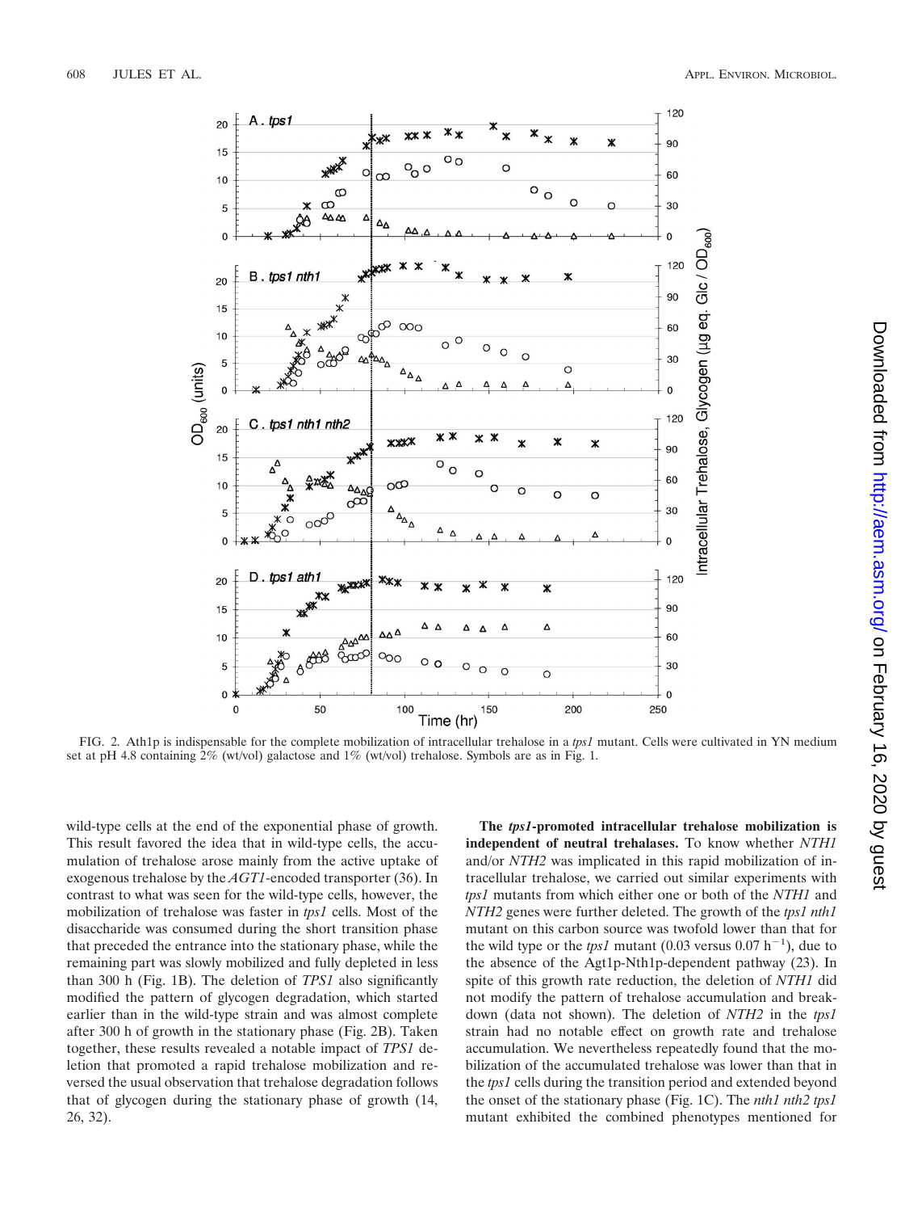FIG. 2. Ath1p is indispensable for the complete mobilization of intracellular trehalose in a *tps1* mutant. Cells were cultivated in YN medium set at pH 4.8 containing 2% (wt/vol) galactose and 1% (wt/vol) trehalose. Symbols are as in Fig. 1.

wild-type cells at the end of the exponential phase of growth. This result favored the idea that in wild-type cells, the accumulation of trehalose arose mainly from the active uptake of exogenous trehalose by the *AGT1*-encoded transporter (36). In contrast to what was seen for the wild-type cells, however, the mobilization of trehalose was faster in *tps1* cells. Most of the disaccharide was consumed during the short transition phase that preceded the entrance into the stationary phase, while the remaining part was slowly mobilized and fully depleted in less than 300 h (Fig. 1B). The deletion of *TPS1* also significantly modified the pattern of glycogen degradation, which started earlier than in the wild-type strain and was almost complete after 300 h of growth in the stationary phase (Fig. 2B). Taken together, these results revealed a notable impact of *TPS1* deletion that promoted a rapid trehalose mobilization and reversed the usual observation that trehalose degradation follows that of glycogen during the stationary phase of growth (14, 26, 32).

**The *tps1*-promoted intracellular trehalose mobilization is independent of neutral trehalases.** To know whether *NTH1* and/or *NTH2* was implicated in this rapid mobilization of intracellular trehalose, we carried out similar experiments with *tps1* mutants from which either one or both of the *NTH1* and *NTH2* genes were further deleted. The growth of the *tps1 nth1* mutant on this carbon source was twofold lower than that for the wild type or the *tps1* mutant (0.03 versus 0.07 $h^{-1}$), due to the absence of the Agt1p-Nth1p-dependent pathway (23). In spite of this growth rate reduction, the deletion of *NTH1* did not modify the pattern of trehalose accumulation and breakdown (data not shown). The deletion of *NTH2* in the *tps1* strain had no notable effect on growth rate and trehalose accumulation. We nevertheless repeatedly found that the mobilization of the accumulated trehalose was lower than that in the *tps1* cells during the transition period and extended beyond the onset of the stationary phase (Fig. 1C). The *nth1 nth2 tps1* mutant exhibited the combined phenotypes mentioned for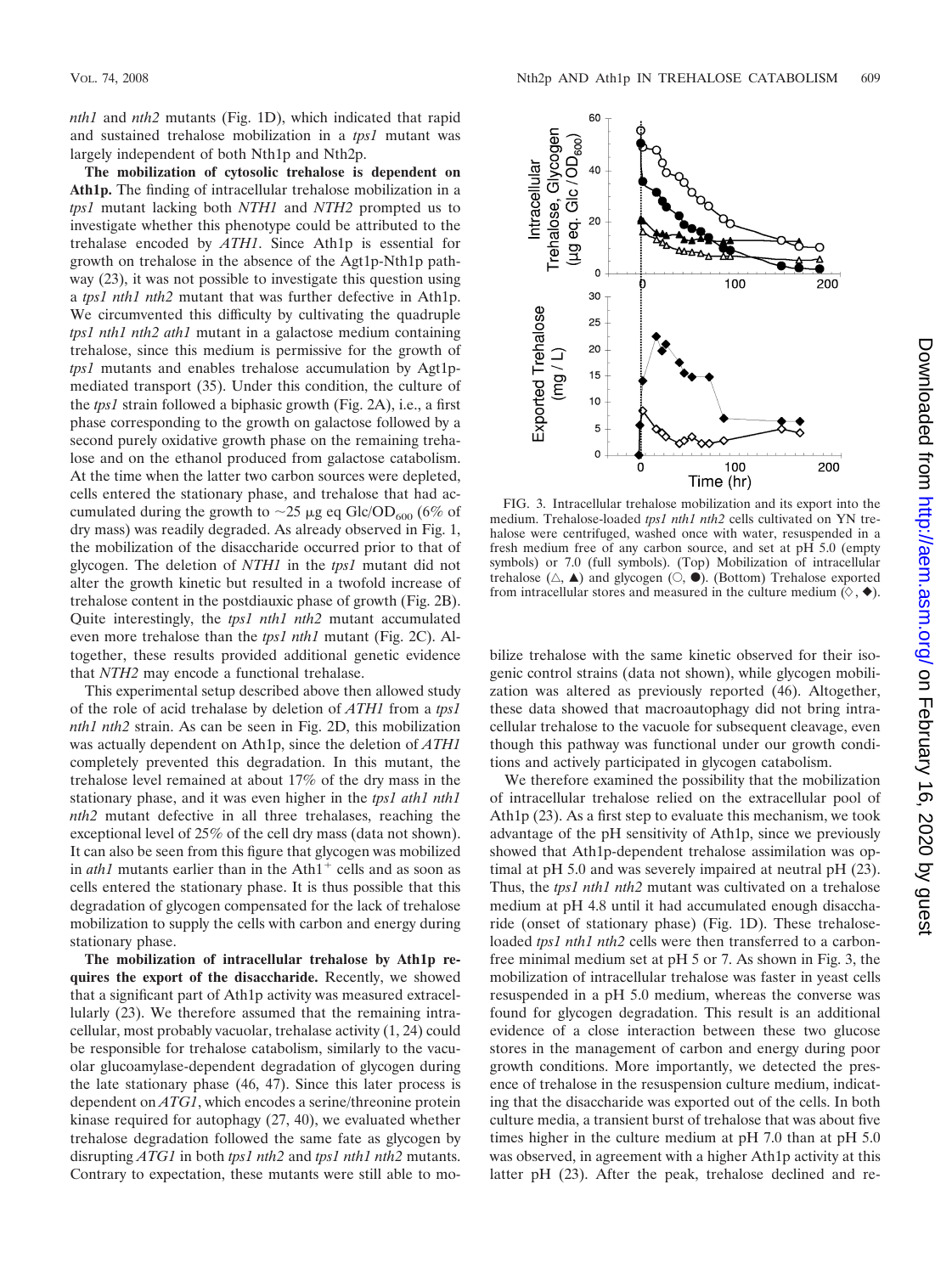*nth1* and *nth2* mutants (Fig. 1D), which indicated that rapid and sustained trehalose mobilization in a *tps1* mutant was largely independent of both Nth1p and Nth2p.

**The mobilization of cytosolic trehalose is dependent on Ath1p.** The finding of intracellular trehalose mobilization in a *tps1* mutant lacking both *NTH1* and *NTH2* prompted us to investigate whether this phenotype could be attributed to the trehalase encoded by *ATH1*. Since Ath1p is essential for growth on trehalose in the absence of the Agt1p-Nth1p pathway (23), it was not possible to investigate this question using a *tps1 nth1 nth2* mutant that was further defective in Ath1p. We circumvented this difficulty by cultivating the quadruple *tps1 nth1 nth2 ath1* mutant in a galactose medium containing trehalose, since this medium is permissive for the growth of *tps1* mutants and enables trehalose accumulation by Agt1p-mediated transport (35). Under this condition, the culture of the *tps1* strain followed a biphasic growth (Fig. 2A), i.e., a first phase corresponding to the growth on galactose followed by a second purely oxidative growth phase on the remaining trehalose and on the ethanol produced from galactose catabolism. At the time when the latter two carbon sources were depleted, cells entered the stationary phase, and trehalose that had accumulated during the growth to ~25 μg eq Glc/$OD_{600}$ (6% of dry mass) was readily degraded. As already observed in Fig. 1, the mobilization of the disaccharide occurred prior to that of glycogen. The deletion of *NTH1* in the *tps1* mutant did not alter the growth kinetic but resulted in a twofold increase of trehalose content in the postdiauxic phase of growth (Fig. 2B). Quite interestingly, the *tps1 nth1 nth2* mutant accumulated even more trehalose than the *tps1 nth1* mutant (Fig. 2C). Altogether, these results provided additional genetic evidence that *NTH2* may encode a functional trehalase.

This experimental setup described above then allowed study of the role of acid trehalase by deletion of *ATH1* from a *tps1 nth1 nth2* strain. As can be seen in Fig. 2D, this mobilization was actually dependent on Ath1p, since the deletion of *ATH1* completely prevented this degradation. In this mutant, the trehalose level remained at about 17% of the dry mass in the stationary phase, and it was even higher in the *tps1 ath1 nth1 nth2* mutant defective in all three trehalases, reaching the exceptional level of 25% of the cell dry mass (data not shown). It can also be seen from this figure that glycogen was mobilized in *ath1* mutants earlier than in the Ath1$^+$ cells and as soon as cells entered the stationary phase. It is thus possible that this degradation of glycogen compensated for the lack of trehalose mobilization to supply the cells with carbon and energy during stationary phase.

**The mobilization of intracellular trehalose by Ath1p requires the export of the disaccharide.** Recently, we showed that a significant part of Ath1p activity was measured extracellularly (23). We therefore assumed that the remaining intracellular, most probably vacuolar, trehalase activity (1, 24) could be responsible for trehalose catabolism, similarly to the vacuolar glucoamylase-dependent degradation of glycogen during the late stationary phase (46, 47). Since this later process is dependent on *ATG1*, which encodes a serine/threonine protein kinase required for autophagy (27, 40), we evaluated whether trehalose degradation followed the same fate as glycogen by disrupting *ATG1* in both *tps1 nth2* and *tps1 nth1 nth2* mutants. Contrary to expectation, these mutants were still able to mobilize trehalose with the same kinetic observed for their isogenic control strains (data not shown), while glycogen mobilization was altered as previously reported (46). Altogether, these data showed that macroautophagy did not bring intracellular trehalose to the vacuole for subsequent cleavage, even though this pathway was functional under our growth conditions and actively participated in glycogen catabolism.

FIG. 3. Intracellular trehalose mobilization and its export into the medium. Trehalose-loaded *tps1 nth1 nth2* cells cultivated on YN trehalose were centrifuged, washed once with water, resuspended in a fresh medium free of any carbon source, and set at pH 5.0 (empty symbols) or 7.0 (full symbols). (Top) Mobilization of intracellular trehalose (△, ▲) and glycogen (○, ●). (Bottom) Trehalose exported from intracellular stores and measured in the culture medium (◇, ◆).

We therefore examined the possibility that the mobilization of intracellular trehalose relied on the extracellular pool of Ath1p (23). As a first step to evaluate this mechanism, we took advantage of the pH sensitivity of Ath1p, since we previously showed that Ath1p-dependent trehalose assimilation was optimal at pH 5.0 and was severely impaired at neutral pH (23). Thus, the *tps1 nth1 nth2* mutant was cultivated on a trehalose medium at pH 4.8 until it had accumulated enough disaccharide (onset of stationary phase) (Fig. 1D). These trehalose-loaded *tps1 nth1 nth2* cells were then transferred to a carbon-free minimal medium set at pH 5 or 7. As shown in Fig. 3, the mobilization of intracellular trehalose was faster in yeast cells resuspended in a pH 5.0 medium, whereas the converse was found for glycogen degradation. This result is an additional evidence of a close interaction between these two glucose stores in the management of carbon and energy during poor growth conditions. More importantly, we detected the presence of trehalose in the resuspension culture medium, indicating that the disaccharide was exported out of the cells. In both culture media, a transient burst of trehalose that was about five times higher in the culture medium at pH 7.0 than at pH 5.0 was observed, in agreement with a higher Ath1p activity at this latter pH (23). After the peak, trehalose declined and re-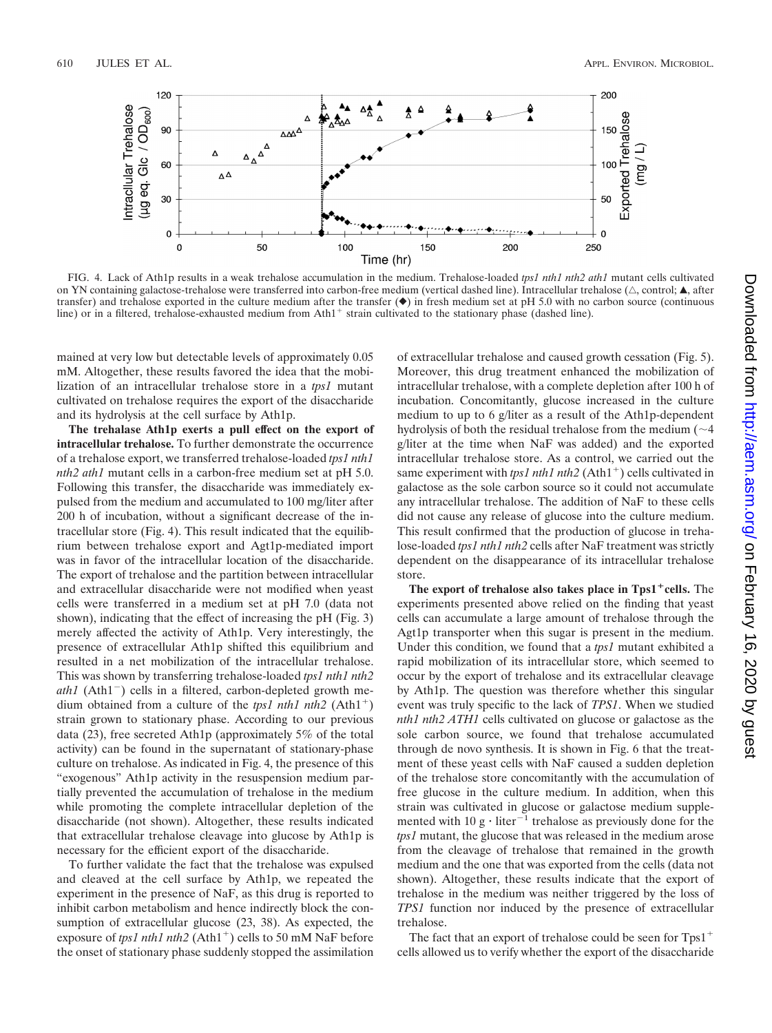FIG. 4. Lack of Ath1p results in a weak trehalose accumulation in the medium. Trehalose-loaded *tps1 nth1 nth2 ath1* mutant cells cultivated on YN containing galactose-trehalose were transferred into carbon-free medium (vertical dashed line). Intracellular trehalose (△, control; ▲, after transfer) and trehalose exported in the culture medium after the transfer (◆) in fresh medium set at pH 5.0 with no carbon source (continuous line) or in a filtered, trehalose-exhausted medium from $Ath1^+$ strain cultivated to the stationary phase (dashed line).

mained at very low but detectable levels of approximately 0.05 mM. Altogether, these results favored the idea that the mobilization of an intracellular trehalose store in a *tps1* mutant cultivated on trehalose requires the export of the disaccharide and its hydrolysis at the cell surface by Ath1p.

**The trehalase Ath1p exerts a pull effect on the export of intracellular trehalose.** To further demonstrate the occurrence of a trehalose export, we transferred trehalose-loaded *tps1 nth1 nth2 ath1* mutant cells in a carbon-free medium set at pH 5.0. Following this transfer, the disaccharide was immediately expulsed from the medium and accumulated to 100 mg/liter after 200 h of incubation, without a significant decrease of the intracellular store (Fig. 4). This result indicated that the equilibrium between trehalose export and Agt1p-mediated import was in favor of the intracellular location of the disaccharide. The export of trehalose and the partition between intracellular and extracellular disaccharide were not modified when yeast cells were transferred in a medium set at pH 7.0 (data not shown), indicating that the effect of increasing the pH (Fig. 3) merely affected the activity of Ath1p. Very interestingly, the presence of extracellular Ath1p shifted this equilibrium and resulted in a net mobilization of the intracellular trehalose. This was shown by transferring trehalose-loaded *tps1 nth1 nth2 ath1* ($Ath1^-$) cells in a filtered, carbon-depleted growth medium obtained from a culture of the *tps1 nth1 nth2* ($Ath1^+$) strain grown to stationary phase. According to our previous data (23), free secreted Ath1p (approximately 5% of the total activity) can be found in the supernatant of stationary-phase culture on trehalose. As indicated in Fig. 4, the presence of this "exogenous" Ath1p activity in the resuspension medium partially prevented the accumulation of trehalose in the medium while promoting the complete intracellular depletion of the disaccharide (not shown). Altogether, these results indicated that extracellular trehalose cleavage into glucose by Ath1p is necessary for the efficient export of the disaccharide.

To further validate the fact that the trehalose was expulsed and cleaved at the cell surface by Ath1p, we repeated the experiment in the presence of NaF, as this drug is reported to inhibit carbon metabolism and hence indirectly block the consumption of extracellular glucose (23, 38). As expected, the exposure of *tps1 nth1 nth2* ($Ath1^+$) cells to 50 mM NaF before the onset of stationary phase suddenly stopped the assimilation of extracellular trehalose and caused growth cessation (Fig. 5). Moreover, this drug treatment enhanced the mobilization of intracellular trehalose, with a complete depletion after 100 h of incubation. Concomitantly, glucose increased in the culture medium to up to 6 g/liter as a result of the Ath1p-dependent hydrolysis of both the residual trehalose from the medium (~4 g/liter at the time when NaF was added) and the exported intracellular trehalose store. As a control, we carried out the same experiment with *tps1 nth1 nth2* ($Ath1^+$) cells cultivated in galactose as the sole carbon source so it could not accumulate any intracellular trehalose. The addition of NaF to these cells did not cause any release of glucose into the culture medium. This result confirmed that the production of glucose in trehalose-loaded *tps1 nth1 nth2* cells after NaF treatment was strictly dependent on the disappearance of its intracellular trehalose store.

**The export of trehalose also takes place in $Tps1^+$ cells.** The experiments presented above relied on the finding that yeast cells can accumulate a large amount of trehalose through the Agt1p transporter when this sugar is present in the medium. Under this condition, we found that a *tps1* mutant exhibited a rapid mobilization of its intracellular store, which seemed to occur by the export of trehalose and its extracellular cleavage by Ath1p. The question was therefore whether this singular event was truly specific to the lack of *TPS1*. When we studied *nth1 nth2 ATH1* cells cultivated on glucose or galactose as the sole carbon source, we found that trehalose accumulated through de novo synthesis. It is shown in Fig. 6 that the treatment of these yeast cells with NaF caused a sudden depletion of the trehalose store concomitantly with the accumulation of free glucose in the culture medium. In addition, when this strain was cultivated in glucose or galactose medium supplemented with 10 $g \cdot liter^{-1}$ trehalose as previously done for the *tps1* mutant, the glucose that was released in the medium arose from the cleavage of trehalose that remained in the growth medium and the one that was exported from the cells (data not shown). Altogether, these results indicate that the export of trehalose in the medium was neither triggered by the loss of *TPS1* function nor induced by the presence of extracellular trehalose.

The fact that an export of trehalose could be seen for $Tps1^+$ cells allowed us to verify whether the export of the disaccharide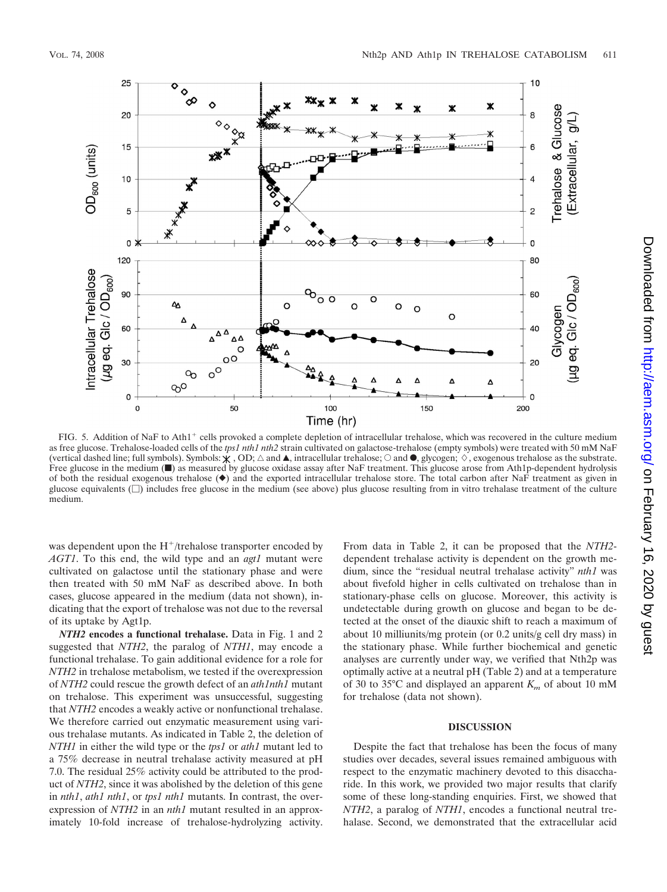FIG. 5. Addition of NaF to Ath1[+] cells provoked a complete depletion of intracellular trehalose, which was recovered in the culture medium as free glucose. Trehalose-loaded cells of the *tps1 nth1 nth2* strain cultivated on galactose-trehalose (empty symbols) were treated with 50 mM NaF (vertical dashed line; full symbols). Symbols: ✱, OD; △ and ▲, intracellular trehalose; ○ and ●, glycogen; ◇, exogenous trehalose as the substrate. Free glucose in the medium (■) as measured by glucose oxidase assay after NaF treatment. This glucose arose from Ath1p-dependent hydrolysis of both the residual exogenous trehalose (◆) and the exported intracellular trehalose store. The total carbon after NaF treatment as given in glucose equivalents (□) includes free glucose in the medium (see above) plus glucose resulting from in vitro trehalase treatment of the culture medium.

was dependent upon the $H^+$/trehalose transporter encoded by *AGT1*. To this end, the wild type and an *agt1* mutant were cultivated on galactose until the stationary phase and were then treated with 50 mM NaF as described above. In both cases, glucose appeared in the medium (data not shown), indicating that the export of trehalose was not due to the reversal of its uptake by Agt1p.

***NTH2* encodes a functional trehalose.** Data in Fig. 1 and 2 suggested that *NTH2*, the paralog of *NTH1*, may encode a functional trehalase. To gain additional evidence for a role for *NTH2* in trehalose metabolism, we tested if the overexpression of *NTH2* could rescue the growth defect of an *ath1nth1* mutant on trehalose. This experiment was unsuccessful, suggesting that *NTH2* encodes a weakly active or nonfunctional trehalase. We therefore carried out enzymatic measurement using various trehalase mutants. As indicated in Table 2, the deletion of *NTH1* in either the wild type or the *tps1* or *ath1* mutant led to a 75% decrease in neutral trehalase activity measured at pH 7.0. The residual 25% activity could be attributed to the product of *NTH2*, since it was abolished by the deletion of this gene in *nth1*, *ath1 nth1*, or *tps1 nth1* mutants. In contrast, the overexpression of *NTH2* in an *nth1* mutant resulted in an approximately 10-fold increase of trehalose-hydrolyzing activity. From data in Table 2, it can be proposed that the *NTH2*-dependent trehalase activity is dependent on the growth medium, since the "residual neutral trehalase activity" *nth1* was about fivefold higher in cells cultivated on trehalose than in stationary-phase cells on glucose. Moreover, this activity is undetectable during growth on glucose and began to be detected at the onset of the diauxic shift to reach a maximum of about 10 milliunits/mg protein (or 0.2 units/g cell dry mass) in the stationary phase. While further biochemical and genetic analyses are currently under way, we verified that Nth2p was optimally active at a neutral pH (Table 2) and at a temperature of 30 to 35°C and displayed an apparent $K_m$ of about 10 mM for trehalose (data not shown).

## DISCUSSION

Despite the fact that trehalose has been the focus of many studies over decades, several issues remained ambiguous with respect to the enzymatic machinery devoted to this disaccharide. In this work, we provided two major results that clarify some of these long-standing enquiries. First, we showed that *NTH2*, a paralog of *NTH1*, encodes a functional neutral trehalase. Second, we demonstrated that the extracellular acid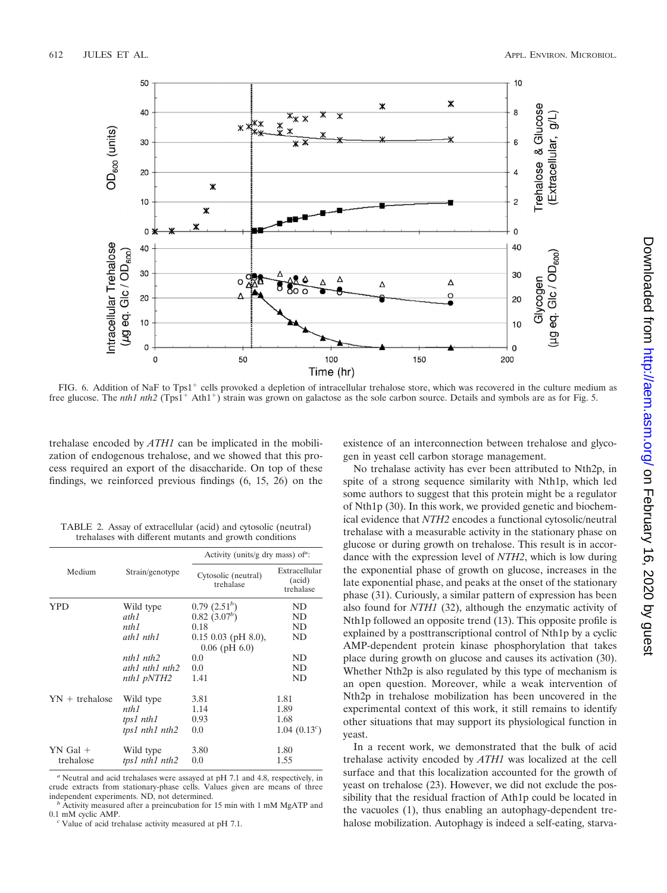FIG. 6. Addition of NaF to Tps1[+] cells provoked a depletion of intracellular trehalose store, which was recovered in the culture medium as free glucose. The *nth1 nth2* (Tps1[+] Ath1[+]) strain was grown on galactose as the sole carbon source. Details and symbols are as for Fig. 5.

trehalase encoded by *ATH1* can be implicated in the mobilization of endogenous trehalose, and we showed that this process required an export of the disaccharide. On top of these findings, we reinforced previous findings (6, 15, 26) on the existence of an interconnection between trehalose and glycogen in yeast cell carbon storage management.

No trehalase activity has ever been attributed to Nth2p, in spite of a strong sequence similarity with Nth1p, which led some authors to suggest that this protein might be a regulator of Nth1p (30). In this work, we provided genetic and biochemical evidence that *NTH2* encodes a functional cytosolic/neutral trehalase with a measurable activity in the stationary phase on glucose or during growth on trehalose. This result is in accordance with the expression level of *NTH2*, which is low during the exponential phase of growth on glucose, increases in the late exponential phase, and peaks at the onset of the stationary phase (31). Curiously, a similar pattern of expression has been also found for *NTH1* (32), although the enzymatic activity of Nth1p followed an opposite trend (13). This opposite profile is explained by a posttranscriptional control of Nth1p by a cyclic AMP-dependent protein kinase phosphorylation that takes place during growth on glucose and causes its activation (30). Whether Nth2p is also regulated by this type of mechanism is an open question. Moreover, while a weak intervention of Nth2p in trehalose mobilization has been uncovered in the experimental context of this work, it still remains to identify other situations that may support its physiological function in yeast.

In a recent work, we demonstrated that the bulk of acid trehalase activity encoded by *ATH1* was localized at the cell surface and that this localization accounted for the growth of yeast on trehalose (23). However, we did not exclude the possibility that the residual fraction of Ath1p could be located in the vacuoles (1), thus enabling an autophagy-dependent trehalose mobilization. Autophagy is indeed a self-eating, starva-

TABLE 2. Assay of extracellular (acid) and cytosolic (neutral) trehalases with different mutants and growth conditions

| Medium | Strain/genotype | Activity (units/g dry mass) of[a]: Cytosolic (neutral) trehalase | Extracellular (acid) trehalase |
|---|---|---|---|
| YPD | Wild type | 0.79 (2.51[b]) | ND |
| | *ath1* | 0.82 (3.07[b]) | ND |
| | *nth1* | 0.18 | ND |
| | *ath1 nth1* | 0.15 0.03 (pH 8.0), 0.06 (pH 6.0) | ND |
| | *nth1 nth2* | 0.0 | ND |
| | *ath1 nth1 nth2* | 0.0 | ND |
| | *nth1 pNTH2* | 1.41 | ND |
| YN + trehalose | Wild type | 3.81 | 1.81 |
| | *nth1* | 1.14 | 1.89 |
| | *tps1 nth1* | 0.93 | 1.68 |
| | *tps1 nth1 nth2* | 0.0 | 1.04 (0.13[c]) |
| YN Gal + trehalose | Wild type | 3.80 | 1.80 |
| | *tps1 nth1 nth2* | 0.0 | 1.55 |

[a] Neutral and acid trehalases were assayed at pH 7.1 and 4.8, respectively, in crude extracts from stationary-phase cells. Values given are means of three independent experiments. ND, not determined.

[b] Activity measured after a preincubation for 15 min with 1 mM MgATP and 0.1 mM cyclic AMP.

[c] Value of acid trehalase activity measured at pH 7.1.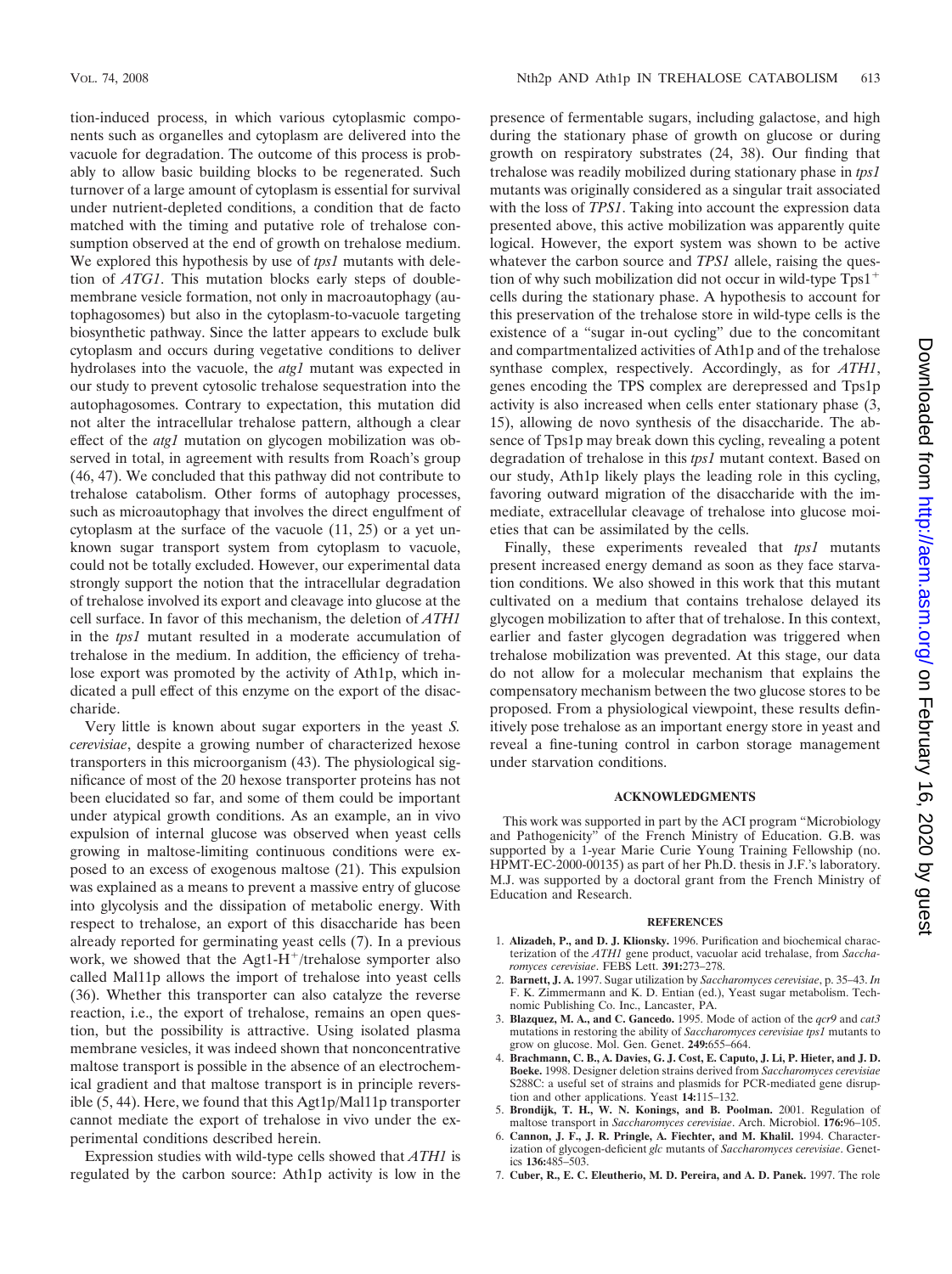tion-induced process, in which various cytoplasmic components such as organelles and cytoplasm are delivered into the vacuole for degradation. The outcome of this process is probably to allow basic building blocks to be regenerated. Such turnover of a large amount of cytoplasm is essential for survival under nutrient-depleted conditions, a condition that de facto matched with the timing and putative role of trehalose consumption observed at the end of growth on trehalose medium. We explored this hypothesis by use of *tps1* mutants with deletion of *ATG1*. This mutation blocks early steps of double-membrane vesicle formation, not only in macroautophagy (autophagosomes) but also in the cytoplasm-to-vacuole targeting biosynthetic pathway. Since the latter appears to exclude bulk cytoplasm and occurs during vegetative conditions to deliver hydrolases into the vacuole, the *atg1* mutant was expected in our study to prevent cytosolic trehalose sequestration into the autophagosomes. Contrary to expectation, this mutation did not alter the intracellular trehalose pattern, although a clear effect of the *atg1* mutation on glycogen mobilization was observed in total, in agreement with results from Roach's group (46, 47). We concluded that this pathway did not contribute to trehalose catabolism. Other forms of autophagy processes, such as microautophagy that involves the direct engulfment of cytoplasm at the surface of the vacuole (11, 25) or a yet unknown sugar transport system from cytoplasm to vacuole, could not be totally excluded. However, our experimental data strongly support the notion that the intracellular degradation of trehalose involved its export and cleavage into glucose at the cell surface. In favor of this mechanism, the deletion of *ATH1* in the *tps1* mutant resulted in a moderate accumulation of trehalose in the medium. In addition, the efficiency of trehalose export was promoted by the activity of Ath1p, which indicated a pull effect of this enzyme on the export of the disaccharide.

Very little is known about sugar exporters in the yeast *S. cerevisiae*, despite a growing number of characterized hexose transporters in this microorganism (43). The physiological significance of most of the 20 hexose transporter proteins has not been elucidated so far, and some of them could be important under atypical growth conditions. As an example, an in vivo expulsion of internal glucose was observed when yeast cells growing in maltose-limiting continuous conditions were exposed to an excess of exogenous maltose (21). This expulsion was explained as a means to prevent a massive entry of glucose into glycolysis and the dissipation of metabolic energy. With respect to trehalose, an export of this disaccharide has been already reported for germinating yeast cells (7). In a previous work, we showed that the Agt1-$H^+$/trehalose symporter also called Mal11p allows the import of trehalose into yeast cells (36). Whether this transporter can also catalyze the reverse reaction, i.e., the export of trehalose, remains an open question, but the possibility is attractive. Using isolated plasma membrane vesicles, it was indeed shown that nonconcentrative maltose transport is possible in the absence of an electrochemical gradient and that maltose transport is in principle reversible (5, 44). Here, we found that this Agt1p/Mal11p transporter cannot mediate the export of trehalose in vivo under the experimental conditions described herein.

Expression studies with wild-type cells showed that *ATH1* is regulated by the carbon source: Ath1p activity is low in the presence of fermentable sugars, including galactose, and high during the stationary phase of growth on glucose or during growth on respiratory substrates (24, 38). Our finding that trehalose was readily mobilized during stationary phase in *tps1* mutants was originally considered as a singular trait associated with the loss of *TPS1*. Taking into account the expression data presented above, this active mobilization was apparently quite logical. However, the export system was shown to be active whatever the carbon source and *TPS1* allele, raising the question of why such mobilization did not occur in wild-type Tps1$^+$ cells during the stationary phase. A hypothesis to account for this preservation of the trehalose store in wild-type cells is the existence of a "sugar in-out cycling" due to the concomitant and compartmentalized activities of Ath1p and of the trehalose synthase complex, respectively. Accordingly, as for *ATH1*, genes encoding the TPS complex are derepressed and Tps1p activity is also increased when cells enter stationary phase (3, 15), allowing de novo synthesis of the disaccharide. The absence of Tps1p may break down this cycling, revealing a potent degradation of trehalose in this *tps1* mutant context. Based on our study, Ath1p likely plays the leading role in this cycling, favoring outward migration of the disaccharide with the immediate, extracellular cleavage of trehalose into glucose moieties that can be assimilated by the cells.

Finally, these experiments revealed that *tps1* mutants present increased energy demand as soon as they face starvation conditions. We also showed in this work that this mutant cultivated on a medium that contains trehalose delayed its glycogen mobilization to after that of trehalose. In this context, earlier and faster glycogen degradation was triggered when trehalose mobilization was prevented. At this stage, our data do not allow for a molecular mechanism that explains the compensatory mechanism between the two glucose stores to be proposed. From a physiological viewpoint, these results definitively pose trehalose as an important energy store in yeast and reveal a fine-tuning control in carbon storage management under starvation conditions.

## ACKNOWLEDGMENTS

This work was supported in part by the ACI program "Microbiology and Pathogenicity" of the French Ministry of Education. G.B. was supported by a 1-year Marie Curie Young Training Fellowship (no. HPMT-EC-2000-00135) as part of her Ph.D. thesis in J.F.'s laboratory. M.J. was supported by a doctoral grant from the French Ministry of Education and Research.

## REFERENCES

1. **Alizadeh, P., and D. J. Klionsky.** 1996. Purification and biochemical characterization of the *ATH1* gene product, vacuolar acid trehalase, from *Saccharomyces cerevisiae*. FEBS Lett. **391:**273–278.
2. **Barnett, J. A.** 1997. Sugar utilization by *Saccharomyces cerevisiae*, p. 35–43. *In* F. K. Zimmermann and K. D. Entian (ed.), Yeast sugar metabolism. Technomic Publishing Co. Inc., Lancaster, PA.
3. **Blazquez, M. A., and C. Gancedo.** 1995. Mode of action of the *qcr9* and *cat3* mutations in restoring the ability of *Saccharomyces cerevisiae tps1* mutants to grow on glucose. Mol. Gen. Genet. **249:**655–664.
4. **Brachmann, C. B., A. Davies, G. J. Cost, E. Caputo, J. Li, P. Hieter, and J. D. Boeke.** 1998. Designer deletion strains derived from *Saccharomyces cerevisiae* S288C: a useful set of strains and plasmids for PCR-mediated gene disruption and other applications. Yeast **14:**115–132.
5. **Brondijk, T. H., W. N. Konings, and B. Poolman.** 2001. Regulation of maltose transport in *Saccharomyces cerevisiae*. Arch. Microbiol. **176:**96–105.
6. **Cannon, J. F., J. R. Pringle, A. Fiechter, and M. Khalil.** 1994. Characterization of glycogen-deficient *glc* mutants of *Saccharomyces cerevisiae*. Genetics **136:**485–503.
7. **Cuber, R., E. C. Eleutherio, M. D. Pereira, and A. D. Panek.** 1997. The role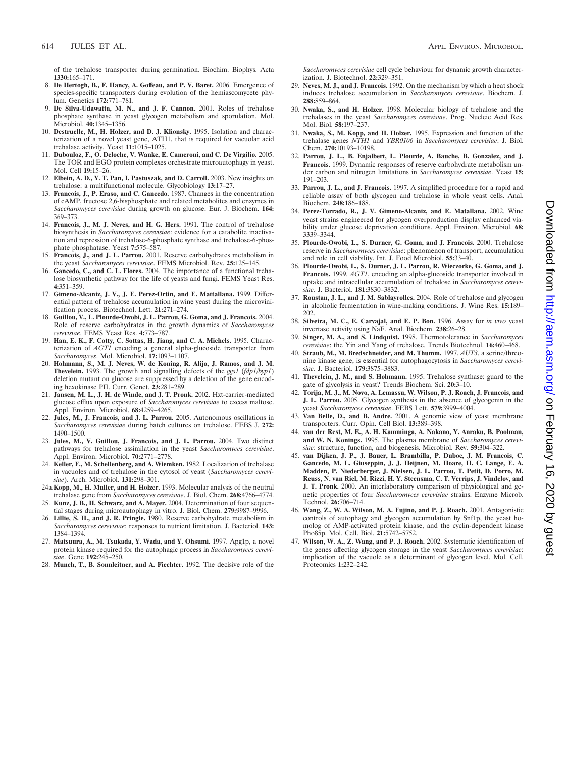of the trehalose transporter during germination. Biochim. Biophys. Acta **1330:**165–171.

8. **De Hertogh, B., F. Hancy, A. Goffeau, and P. V. Baret.** 2006. Emergence of species-specific transporters during evolution of the hemiascomycete phylum. Genetics **172:**771–781.
9. **De Silva-Udawatta, M. N., and J. F. Cannon.** 2001. Roles of trehalose phosphate synthase in yeast glycogen metabolism and sporulation. Mol. Microbiol. **40:**1345–1356.
10. **Destruelle, M., H. Holzer, and D. J. Klionsky.** 1995. Isolation and characterization of a novel yeast gene, ATH1, that is required for vacuolar acid trehalase activity. Yeast **11:**1015–1025.
11. **Dubouloz, F., O. Deloche, V. Wanke, E. Cameroni, and C. De Virgilio.** 2005. The TOR and EGO protein complexes orchestrate microautophagy in yeast. Mol. Cell **19:**15–26.
12. **Elbein, A. D., Y. T. Pan, I. Pastuszak, and D. Carroll.** 2003. New insights on trehalose: a multifunctional molecule. Glycobiology **13:**17–27.
13. **Francois, J., P. Eraso, and C. Gancedo.** 1987. Changes in the concentration of cAMP, fructose 2,6-bisphosphate and related metabolites and enzymes in *Saccharomyces cerevisiae* during growth on glucose. Eur. J. Biochem. **164:**369–373.
14. **Francois, J., M. J. Neves, and H. G. Hers.** 1991. The control of trehalose biosynthesis in *Saccharomyces cerevisiae*: evidence for a catabolite inactivation and repression of trehalose-6-phosphate synthase and trehalose-6-phosphate phosphatase. Yeast **7:**575–587.
15. **Francois, J., and J. L. Parrou.** 2001. Reserve carbohydrates metabolism in the yeast *Saccharomyces cerevisiae*. FEMS Microbiol. Rev. **25:**125–145.
16. **Gancedo, C., and C. L. Flores.** 2004. The importance of a functional trehalose biosynthetic pathway for the life of yeasts and fungi. FEMS Yeast Res. **4:**351–359.
17. **Gimeno-Alcaniz, J. V., J. E. Perez-Ortin, and E. Mattallana.** 1999. Differential pattern of trehalose accumulation in wine yeast during the microvinification process. Biotechnol. Lett. **21:**271–274.
18. **Guillou, V., L. Plourde-Owobi, J. L. Parrou, G. Goma, and J. Francois.** 2004. Role of reserve carbohydrates in the growth dynamics of *Saccharomyces cerevisiae*. FEMS Yeast Res. **4:**773–787.
19. **Han, E. K., F. Cotty, C. Sottas, H. Jiang, and C. A. Michels.** 1995. Characterization of *AGT1* encoding a general alpha-glucoside transporter from *Saccharomyces*. Mol. Microbiol. **17:**1093–1107.
20. **Hohmann, S., M. J. Neves, W. de Koning, R. Alijo, J. Ramos, and J. M. Thevelein.** 1993. The growth and signalling defects of the *ggs1* (*fdp1*/*byp1*) deletion mutant on glucose are suppressed by a deletion of the gene encoding hexokinase PII. Curr. Genet. **23:**281–289.
21. **Jansen, M. L., J. H. de Winde, and J. T. Pronk.** 2002. Hxt-carrier-mediated glucose efflux upon exposure of *Saccharomyces cerevisiae* to excess maltose. Appl. Environ. Microbiol. **68:**4259–4265.
22. **Jules, M., J. Francois, and J. L. Parrou.** 2005. Autonomous oscillations in *Saccharomyces cerevisiae* during batch cultures on trehalose. FEBS J. **272:**1490–1500.
23. **Jules, M., V. Guillou, J. Francois, and J. L. Parrou.** 2004. Two distinct pathways for trehalose assimilation in the yeast *Saccharomyces cerevisiae*. Appl. Environ. Microbiol. **70:**2771–2778.
24. **Keller, F., M. Schellenberg, and A. Wiemken.** 1982. Localization of trehalase in vacuoles and of trehalose in the cytosol of yeast (*Saccharomyces cerevisiae*). Arch. Microbiol. **131:**298–301.

24a. **Kopp, M., H. Muller, and H. Holzer.** 1993. Molecular analysis of the neutral trehalase gene from *Saccharomyces cerevisiae*. J. Biol. Chem. **268:**4766–4774.

25. **Kunz, J. B., H. Schwarz, and A. Mayer.** 2004. Determination of four sequential stages during microautophagy in vitro. J. Biol. Chem. **279:**9987–9996.
26. **Lillie, S. H., and J. R. Pringle.** 1980. Reserve carbohydrate metabolism in *Saccharomyces cerevisiae*: responses to nutrient limitation. J. Bacteriol. **143:**1384–1394.
27. **Matsuura, A., M. Tsukada, Y. Wada, and Y. Ohsumi.** 1997. Apg1p, a novel protein kinase required for the autophagic process in *Saccharomyces cerevisiae*. Gene **192:**245–250.
28. **Munch, T., B. Sonnleitner, and A. Fiechter.** 1992. The decisive role of the *Saccharomyces cerevisiae* cell cycle behaviour for dynamic growth characterization. J. Biotechnol. **22:**329–351.
29. **Neves, M. J., and J. Francois.** 1992. On the mechanism by which a heat shock induces trehalose accumulation in *Saccharomyces cerevisiae*. Biochem. J. **288:**859–864.
30. **Nwaka, S., and H. Holzer.** 1998. Molecular biology of trehalose and the trehalases in the yeast *Saccharomyces cerevisiae*. Prog. Nucleic Acid Res. Mol. Biol. **58:**197–237.
31. **Nwaka, S., M. Kopp, and H. Holzer.** 1995. Expression and function of the trehalase genes *NTH1* and *YBR0106* in *Saccharomyces cerevisiae*. J. Biol. Chem. **270:**10193–10198.
32. **Parrou, J. L., B. Enjalbert, L. Plourde, A. Bauche, B. Gonzalez, and J. Francois.** 1999. Dynamic responses of reserve carbohydrate metabolism under carbon and nitrogen limitations in *Saccharomyces cerevisiae*. Yeast **15:**191–203.
33. **Parrou, J. L., and J. Francois.** 1997. A simplified procedure for a rapid and reliable assay of both glycogen and trehalose in whole yeast cells. Anal. Biochem. **248:**186–188.
34. **Perez-Torrado, R., J. V. Gimeno-Alcaniz, and E. Matallana.** 2002. Wine yeast strains engineered for glycogen overproduction display enhanced viability under glucose deprivation conditions. Appl. Environ. Microbiol. **68:**3339–3344.
35. **Plourde-Owobi, L., S. Durner, G. Goma, and J. Francois.** 2000. Trehalose reserve in *Saccharomyces cerevisiae*: phenomenon of transport, accumulation and role in cell viability. Int. J. Food Microbiol. **55:**33–40.
36. **Plourde-Owobi, L., S. Durner, J. L. Parrou, R. Wieczorke, G. Goma, and J. Francois.** 1999. *AGT1*, encoding an alpha-glucoside transporter involved in uptake and intracellular accumulation of trehalose in *Saccharomyces cerevisiae*. J. Bacteriol. **181:**3830–3832.
37. **Roustan, J. L., and J. M. Sablayrolles.** 2004. Role of trehalose and glycogen in alcoholic fermentation in wine-making conditions. J. Wine Res. **15:**189–202.
38. **Silveira, M. C., E. Carvajal, and E. P. Bon.** 1996. Assay for *in vivo* yeast invertase activity using NaF. Anal. Biochem. **238:**26–28.
39. **Singer, M. A., and S. Lindquist.** 1998. Thermotolerance in *Saccharomyces cerevisiae*: the Yin and Yang of trehalose. Trends Biotechnol. **16:**460–468.
40. **Straub, M., M. Bredschneider, and M. Thumm.** 1997. *AUT3*, a serine/threonine kinase gene, is essential for autophagocytosis in *Saccharomyces cerevisiae*. J. Bacteriol. **179:**3875–3883.
41. **Thevelein, J. M., and S. Hohmann.** 1995. Trehalose synthase: guard to the gate of glycolysis in yeast? Trends Biochem. Sci. **20:**3–10.
42. **Torija, M. J., M. Novo, A. Lemassu, W. Wilson, P. J. Roach, J. Francois, and J. L. Parrou.** 2005. Glycogen synthesis in the absence of glycogenin in the yeast *Saccharomyces cerevisiae*. FEBS Lett. **579:**3999–4004.
43. **Van Belle, D., and B. Andre.** 2001. A genomic view of yeast membrane transporters. Curr. Opin. Cell Biol. **13:**389–398.
44. **van der Rest, M. E., A. H. Kamminga, A. Nakano, Y. Anraku, B. Poolman, and W. N. Konings.** 1995. The plasma membrane of *Saccharomyces cerevisiae*: structure, function, and biogenesis. Microbiol. Rev. **59:**304–322.
45. **van Dijken, J. P., J. Bauer, L. Brambilla, P. Duboc, J. M. Francois, C. Gancedo, M. L. Giuseppin, J. J. Heijnen, M. Hoare, H. C. Lange, E. A. Madden, P. Niederberger, J. Nielsen, J. L. Parrou, T. Petit, D. Porro, M. Reuss, N. van Riel, M. Rizzi, H. Y. Steensma, C. T. Verrips, J. Vindelov, and J. T. Pronk.** 2000. An interlaboratory comparison of physiological and genetic properties of four *Saccharomyces cerevisiae* strains. Enzyme Microb. Technol. **26:**706–714.
46. **Wang, Z., W. A. Wilson, M. A. Fujino, and P. J. Roach.** 2001. Antagonistic controls of autophagy and glycogen accumulation by Snf1p, the yeast homolog of AMP-activated protein kinase, and the cyclin-dependent kinase Pho85p. Mol. Cell. Biol. **21:**5742–5752.
47. **Wilson, W. A., Z. Wang, and P. J. Roach.** 2002. Systematic identification of the genes affecting glycogen storage in the yeast *Saccharomyces cerevisiae*: implication of the vacuole as a determinant of glycogen level. Mol. Cell. Proteomics **1:**232–242.